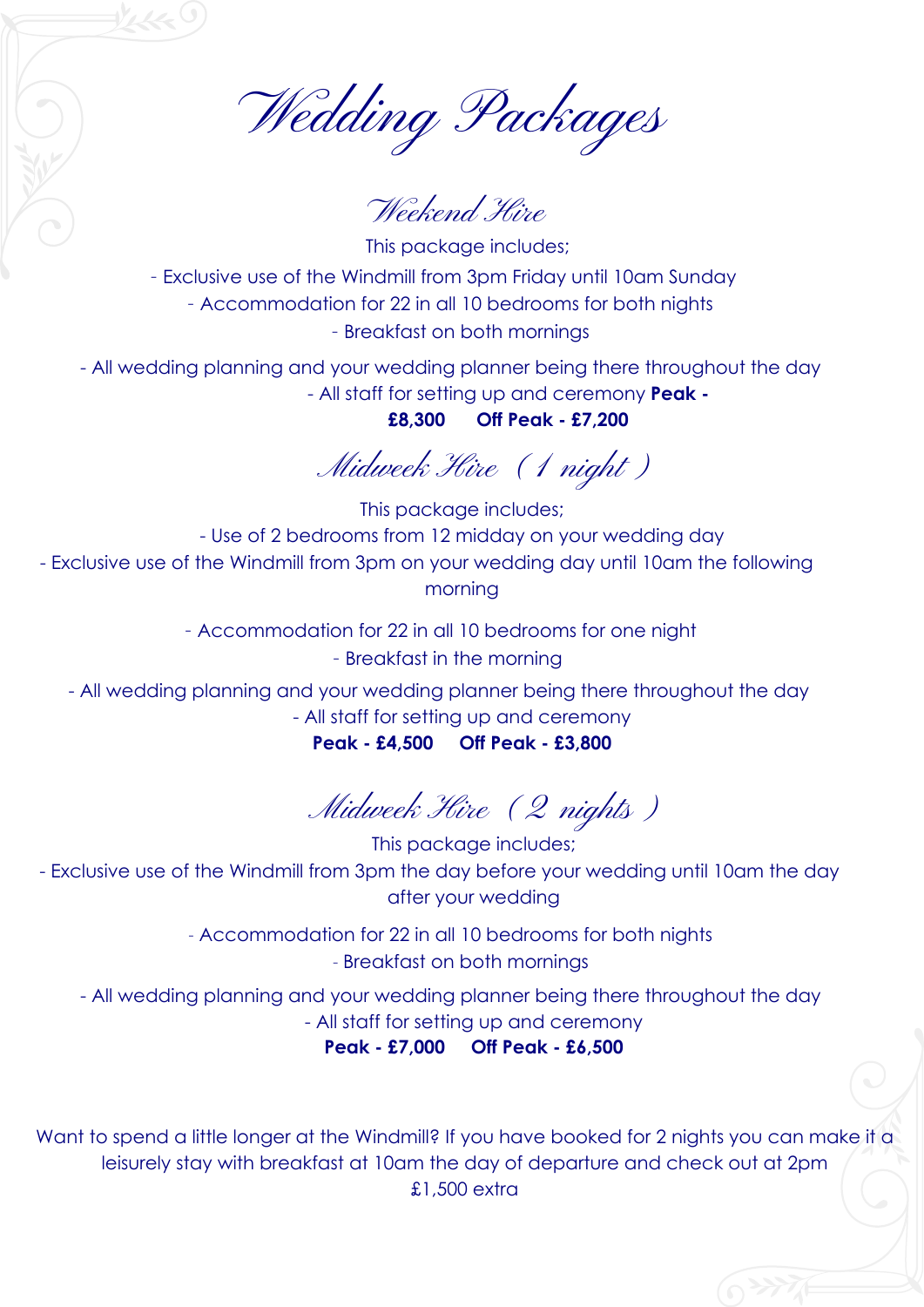# Wedding Packages

## Weekend Hire

This package includes;

- Exclusive use of the Windmill from 3pm Friday until 10am Sunday
- Accommodation for 22 in all 10 bedrooms for both nights
- Breakfast on both mornings
- All wedding planning and your wedding planner being there throughout the day
- All staff for setting up and ceremony

**Peak - £8,300** **Off Peak - £7,200**

## Midweek Hire (1 night)

This package includes;

- Use of 2 bedrooms from 12 midday on your wedding day
- Exclusive use of the Windmill from 3pm on your wedding day until 10am the following morning
- Accommodation for 22 in all 10 bedrooms for one night
- Breakfast in the morning
- All wedding planning and your wedding planner being there throughout the day
- All staff for setting up and ceremony

**Peak - £4,500** **Off Peak - £3,800**

## Midweek Hire (2 nights)

This package includes;

- Exclusive use of the Windmill from 3pm the day before your wedding until 10am the day after your wedding
- Accommodation for 22 in all 10 bedrooms for both nights
- Breakfast on both mornings
- All wedding planning and your wedding planner being there throughout the day
- All staff for setting up and ceremony

**Peak - £7,000** **Off Peak - £6,500**

Want to spend a little longer at the Windmill? If you have booked for 2 nights you can make it a leisurely stay with breakfast at 10am the day of departure and check out at 2pm

£1,500 extra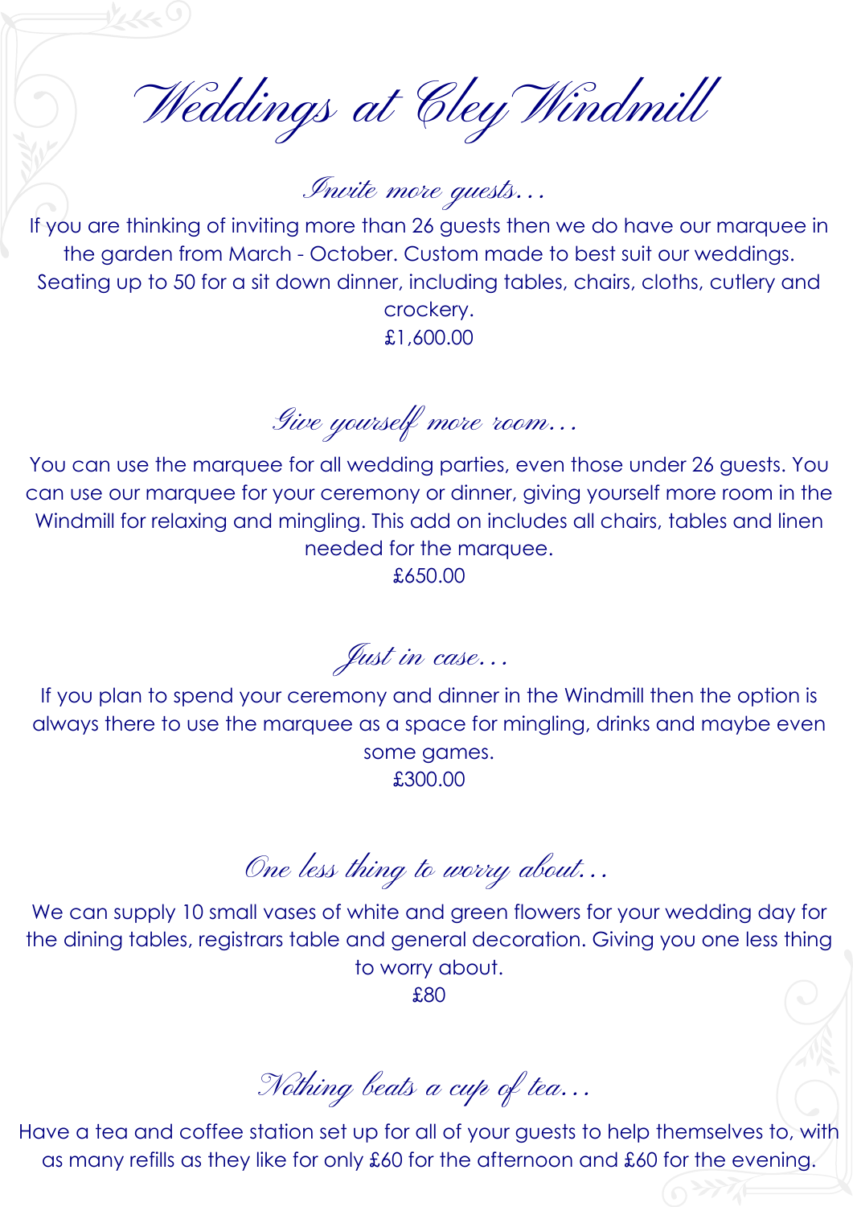# *Weddings at Cley Windmill*

## *Invite more guests…*

If you are thinking of inviting more than 26 guests then we do have our marquee in the garden from March - October. Custom made to best suit our weddings. Seating up to 50 for a sit down dinner, including tables, chairs, cloths, cutlery and crockery.

£1,600.00

## *Give yourself more room…*

You can use the marquee for all wedding parties, even those under 26 guests. You can use our marquee for your ceremony or dinner, giving yourself more room in the Windmill for relaxing and mingling. This add on includes all chairs, tables and linen needed for the marquee.

£650.00

## *Just in case…*

If you plan to spend your ceremony and dinner in the Windmill then the option is always there to use the marquee as a space for mingling, drinks and maybe even some games.

£300.00

## *One less thing to worry about…*

We can supply 10 small vases of white and green flowers for your wedding day for the dining tables, registrars table and general decoration. Giving you one less thing to worry about.

£80

## *Nothing beats a cup of tea…*

Have a tea and coffee station set up for all of your guests to help themselves to, with as many refills as they like for only £60 for the afternoon and £60 for the evening.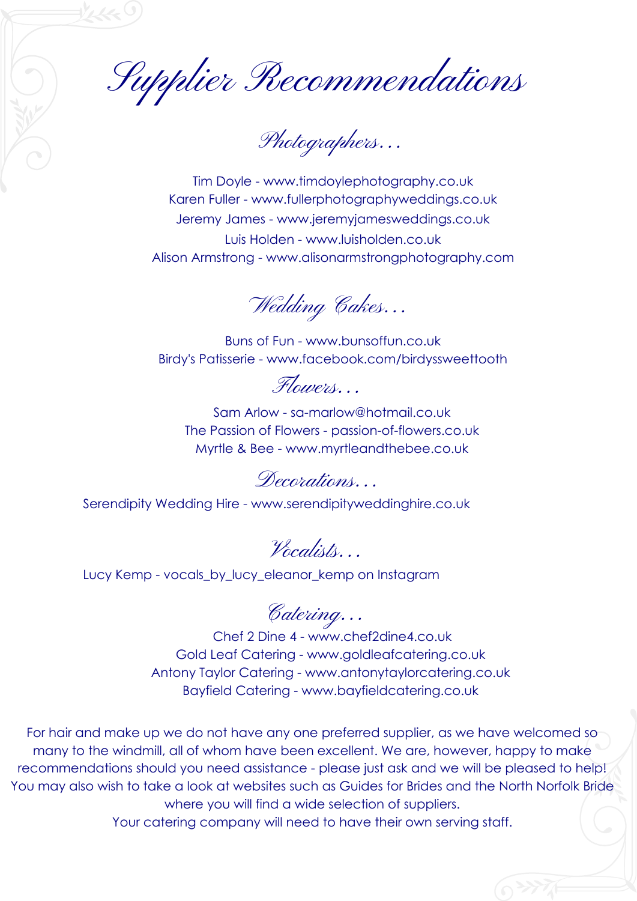# Supplier Recommendations

## Photographers…

Tim Doyle - www.timdoylephotography.co.uk
Karen Fuller - www.fullerphotographyweddings.co.uk
Jeremy James - www.jeremyjamesweddings.co.uk
Luis Holden - www.luisholden.co.uk
Alison Armstrong - www.alisonarmstrongphotography.com

## Wedding Cakes…

Buns of Fun - www.bunsoffun.co.uk
Birdy's Patisserie - www.facebook.com/birdyssweettooth

## Flowers…

Sam Arlow - sa-marlow@hotmail.co.uk
The Passion of Flowers - passion-of-flowers.co.uk
Myrtle & Bee - www.myrtleandthebee.co.uk

## Decorations…

Serendipity Wedding Hire - www.serendipityweddinghire.co.uk

## Vocalists…

Lucy Kemp - vocals_by_lucy_eleanor_kemp on Instagram

## Catering…

Chef 2 Dine 4 - www.chef2dine4.co.uk
Gold Leaf Catering - www.goldleafcatering.co.uk
Antony Taylor Catering - www.antonytaylorcatering.co.uk
Bayfield Catering - www.bayfieldcatering.co.uk

For hair and make up we do not have any one preferred supplier, as we have welcomed so many to the windmill, all of whom have been excellent. We are, however, happy to make recommendations should you need assistance - please just ask and we will be pleased to help! You may also wish to take a look at websites such as Guides for Brides and the North Norfolk Bride where you will find a wide selection of suppliers.
Your catering company will need to have their own serving staff.